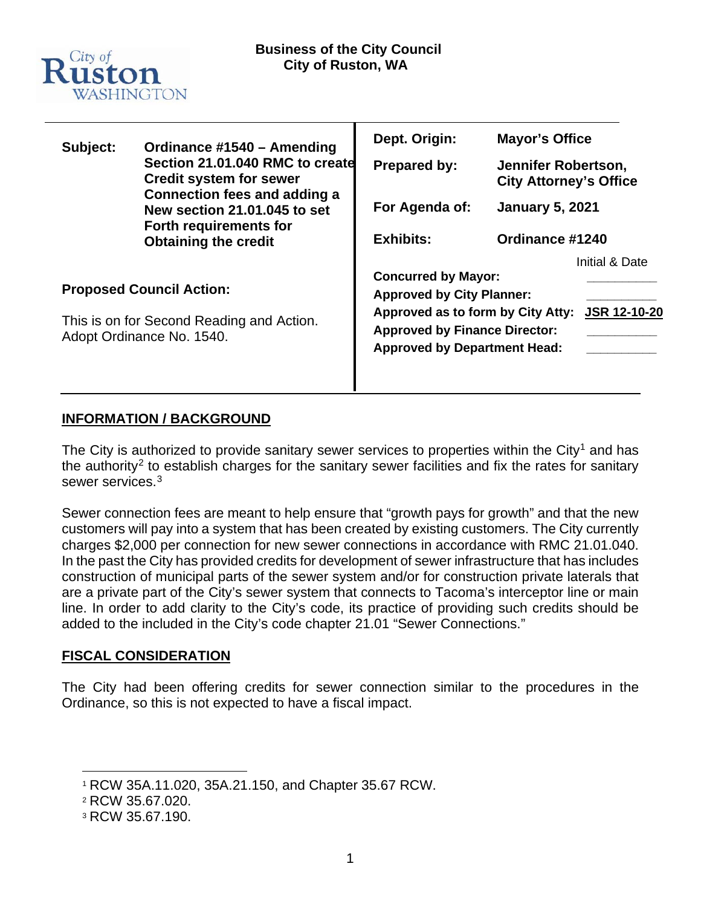City of Ruston WASHINGTON

**Business of the City Council**
**City of Ruston, WA**

| | | | |
|---|---|---|---|
| **Subject:** | **Ordinance #1540 – Amending Section 21.01.040 RMC to create Credit system for sewer Connection fees and adding a New section 21.01.045 to set Forth requirements for Obtaining the credit** | **Dept. Origin:** | **Mayor's Office** |
| | | **Prepared by:** | **Jennifer Robertson, City Attorney's Office** |
| | | **For Agenda of:** | **January 5, 2021** |
| | | **Exhibits:** | **Ordinance #1240** |

**Proposed Council Action:**

This is on for Second Reading and Action. Adopt Ordinance No. 1540.

| | Initial & Date |
|---|---|
| **Concurred by Mayor:** | ________ |
| **Approved by City Planner:** | ________ |
| **Approved as to form by City Atty:** | **JSR 12-10-20** |
| **Approved by Finance Director:** | ________ |
| **Approved by Department Head:** | ________ |

## INFORMATION / BACKGROUND

The City is authorized to provide sanitary sewer services to properties within the City[1] and has the authority[2] to establish charges for the sanitary sewer facilities and fix the rates for sanitary sewer services.[3]

Sewer connection fees are meant to help ensure that "growth pays for growth" and that the new customers will pay into a system that has been created by existing customers. The City currently charges $2,000 per connection for new sewer connections in accordance with RMC 21.01.040. In the past the City has provided credits for development of sewer infrastructure that has includes construction of municipal parts of the sewer system and/or for construction private laterals that are a private part of the City's sewer system that connects to Tacoma's interceptor line or main line. In order to add clarity to the City's code, its practice of providing such credits should be added to the included in the City's code chapter 21.01 "Sewer Connections."

## FISCAL CONSIDERATION

The City had been offering credits for sewer connection similar to the procedures in the Ordinance, so this is not expected to have a fiscal impact.

---

[1] RCW 35A.11.020, 35A.21.150, and Chapter 35.67 RCW.

[2] RCW 35.67.020.

[3] RCW 35.67.190.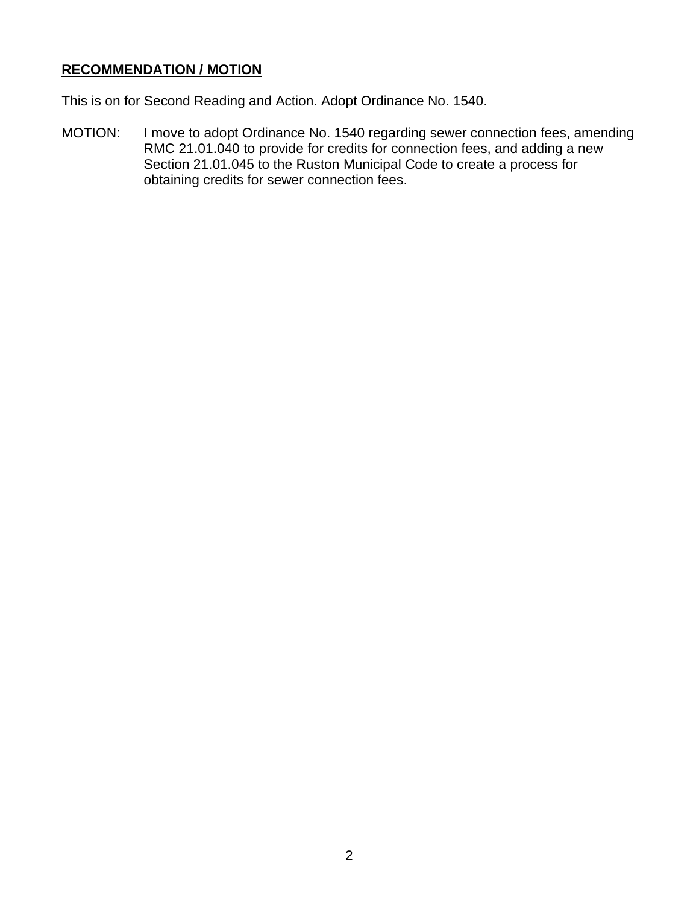**RECOMMENDATION / MOTION**

This is on for Second Reading and Action. Adopt Ordinance No. 1540.

MOTION: I move to adopt Ordinance No. 1540 regarding sewer connection fees, amending RMC 21.01.040 to provide for credits for connection fees, and adding a new Section 21.01.045 to the Ruston Municipal Code to create a process for obtaining credits for sewer connection fees.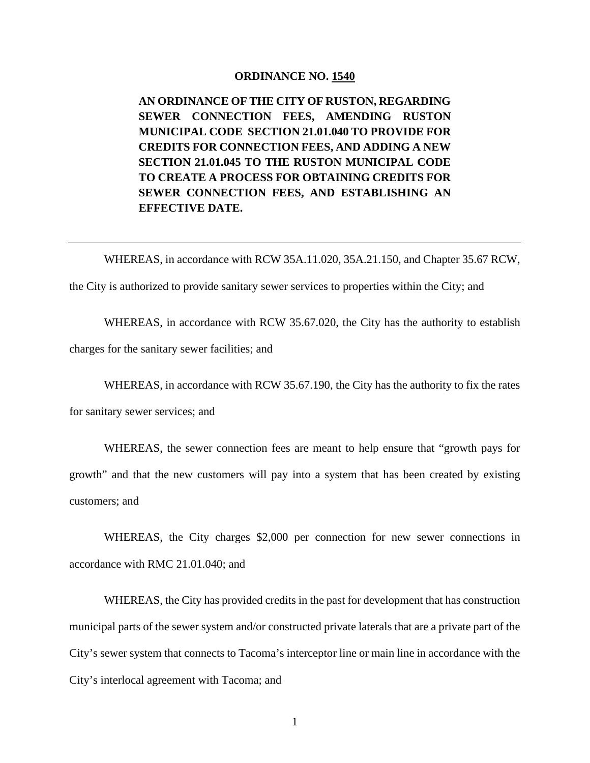**ORDINANCE NO. 1540**

**AN ORDINANCE OF THE CITY OF RUSTON, REGARDING SEWER CONNECTION FEES, AMENDING RUSTON MUNICIPAL CODE SECTION 21.01.040 TO PROVIDE FOR CREDITS FOR CONNECTION FEES, AND ADDING A NEW SECTION 21.01.045 TO THE RUSTON MUNICIPAL CODE TO CREATE A PROCESS FOR OBTAINING CREDITS FOR SEWER CONNECTION FEES, AND ESTABLISHING AN EFFECTIVE DATE.**

---

WHEREAS, in accordance with RCW 35A.11.020, 35A.21.150, and Chapter 35.67 RCW, the City is authorized to provide sanitary sewer services to properties within the City; and

WHEREAS, in accordance with RCW 35.67.020, the City has the authority to establish charges for the sanitary sewer facilities; and

WHEREAS, in accordance with RCW 35.67.190, the City has the authority to fix the rates for sanitary sewer services; and

WHEREAS, the sewer connection fees are meant to help ensure that "growth pays for growth" and that the new customers will pay into a system that has been created by existing customers; and

WHEREAS, the City charges $2,000 per connection for new sewer connections in accordance with RMC 21.01.040; and

WHEREAS, the City has provided credits in the past for development that has construction municipal parts of the sewer system and/or constructed private laterals that are a private part of the City's sewer system that connects to Tacoma's interceptor line or main line in accordance with the City's interlocal agreement with Tacoma; and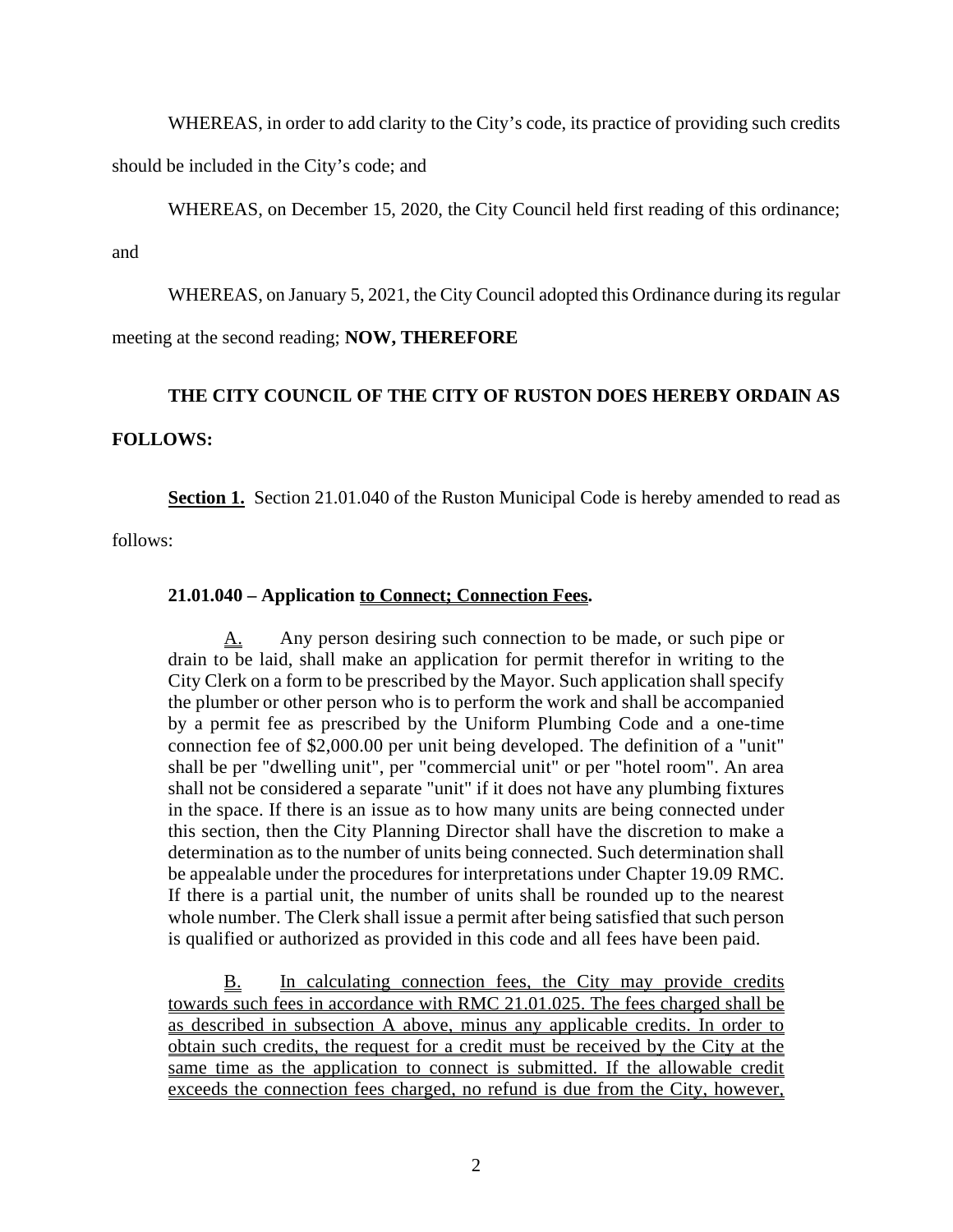WHEREAS, in order to add clarity to the City's code, its practice of providing such credits should be included in the City's code; and

WHEREAS, on December 15, 2020, the City Council held first reading of this ordinance; and

WHEREAS, on January 5, 2021, the City Council adopted this Ordinance during its regular meeting at the second reading; **NOW, THEREFORE**

**THE CITY COUNCIL OF THE CITY OF RUSTON DOES HEREBY ORDAIN AS FOLLOWS:**

**Section 1.** Section 21.01.040 of the Ruston Municipal Code is hereby amended to read as follows:

**21.01.040 – Application to Connect; Connection Fees.**

A. Any person desiring such connection to be made, or such pipe or drain to be laid, shall make an application for permit therefor in writing to the City Clerk on a form to be prescribed by the Mayor. Such application shall specify the plumber or other person who is to perform the work and shall be accompanied by a permit fee as prescribed by the Uniform Plumbing Code and a one-time connection fee of $2,000.00 per unit being developed. The definition of a "unit" shall be per "dwelling unit", per "commercial unit" or per "hotel room". An area shall not be considered a separate "unit" if it does not have any plumbing fixtures in the space. If there is an issue as to how many units are being connected under this section, then the City Planning Director shall have the discretion to make a determination as to the number of units being connected. Such determination shall be appealable under the procedures for interpretations under Chapter 19.09 RMC. If there is a partial unit, the number of units shall be rounded up to the nearest whole number. The Clerk shall issue a permit after being satisfied that such person is qualified or authorized as provided in this code and all fees have been paid.

B. In calculating connection fees, the City may provide credits towards such fees in accordance with RMC 21.01.025. The fees charged shall be as described in subsection A above, minus any applicable credits. In order to obtain such credits, the request for a credit must be received by the City at the same time as the application to connect is submitted. If the allowable credit exceeds the connection fees charged, no refund is due from the City, however,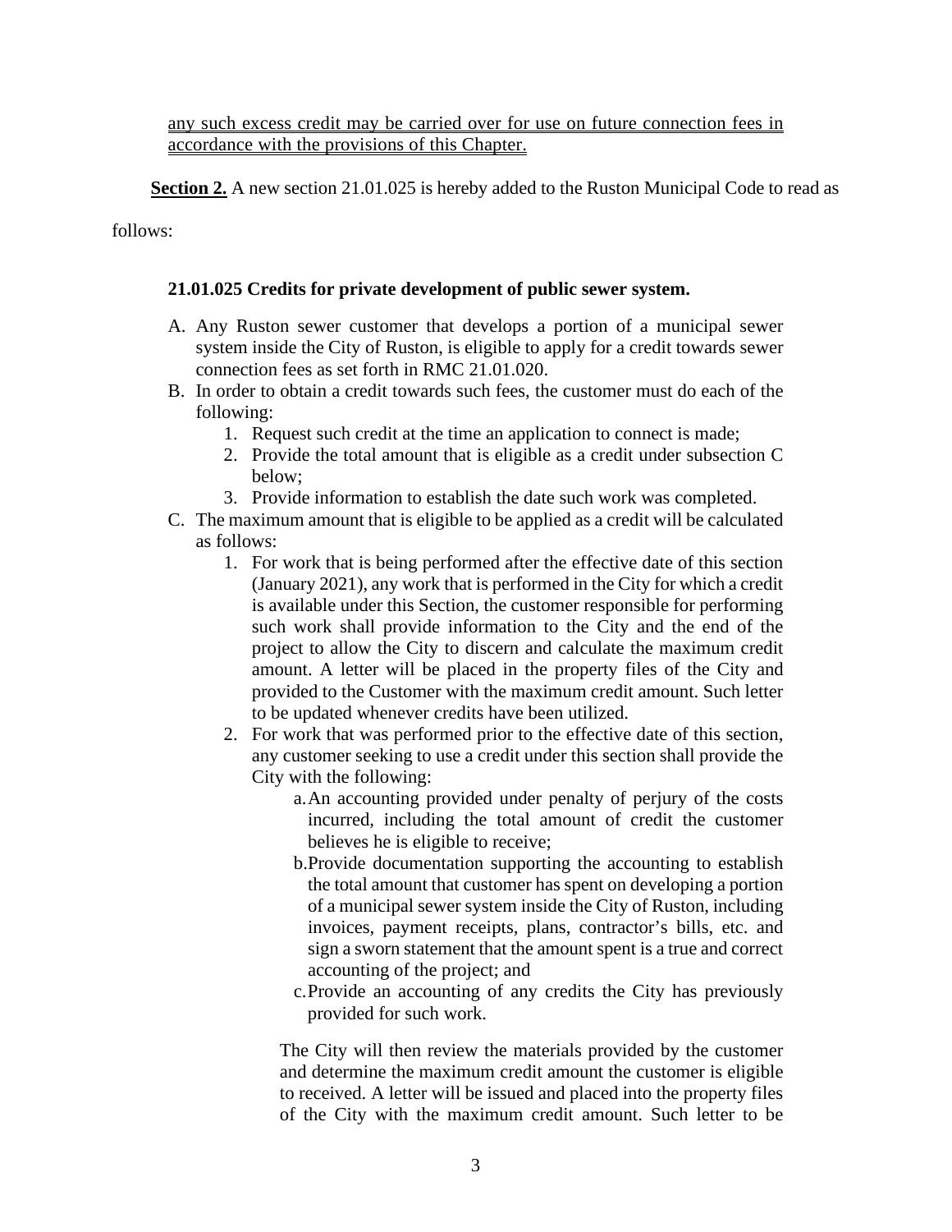any such excess credit may be carried over for use on future connection fees in accordance with the provisions of this Chapter.

**Section 2.** A new section 21.01.025 is hereby added to the Ruston Municipal Code to read as follows:

**21.01.025 Credits for private development of public sewer system.**

A. Any Ruston sewer customer that develops a portion of a municipal sewer system inside the City of Ruston, is eligible to apply for a credit towards sewer connection fees as set forth in RMC 21.01.020.

B. In order to obtain a credit towards such fees, the customer must do each of the following:
   1. Request such credit at the time an application to connect is made;
   2. Provide the total amount that is eligible as a credit under subsection C below;
   3. Provide information to establish the date such work was completed.

C. The maximum amount that is eligible to be applied as a credit will be calculated as follows:
   1. For work that is being performed after the effective date of this section (January 2021), any work that is performed in the City for which a credit is available under this Section, the customer responsible for performing such work shall provide information to the City and the end of the project to allow the City to discern and calculate the maximum credit amount. A letter will be placed in the property files of the City and provided to the Customer with the maximum credit amount. Such letter to be updated whenever credits have been utilized.
   2. For work that was performed prior to the effective date of this section, any customer seeking to use a credit under this section shall provide the City with the following:
      a. An accounting provided under penalty of perjury of the costs incurred, including the total amount of credit the customer believes he is eligible to receive;
      b. Provide documentation supporting the accounting to establish the total amount that customer has spent on developing a portion of a municipal sewer system inside the City of Ruston, including invoices, payment receipts, plans, contractor's bills, etc. and sign a sworn statement that the amount spent is a true and correct accounting of the project; and
      c. Provide an accounting of any credits the City has previously provided for such work.

      The City will then review the materials provided by the customer and determine the maximum credit amount the customer is eligible to received. A letter will be issued and placed into the property files of the City with the maximum credit amount. Such letter to be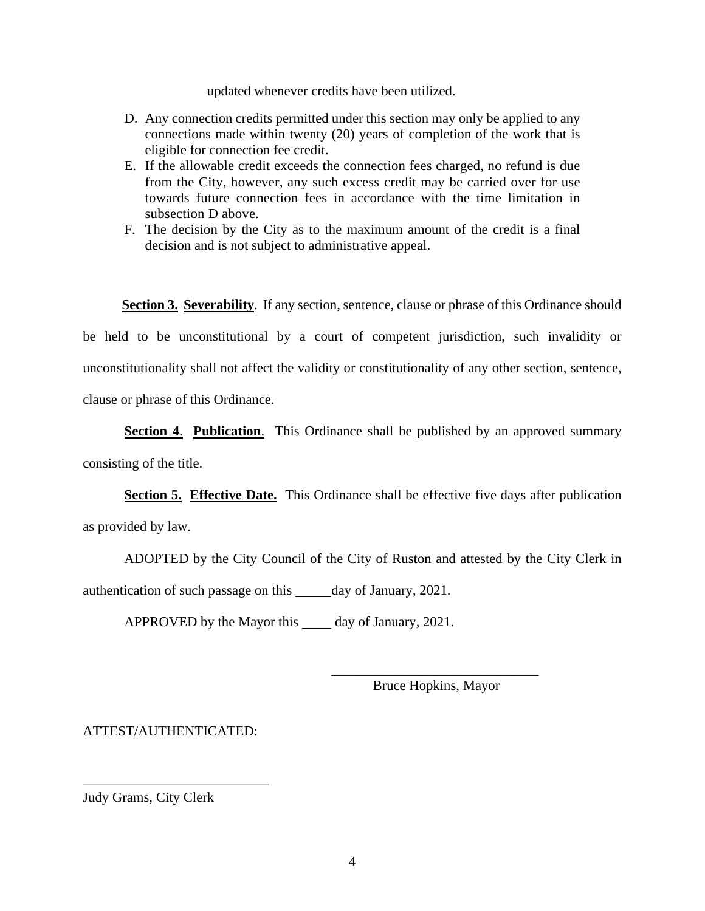updated whenever credits have been utilized.

D. Any connection credits permitted under this section may only be applied to any connections made within twenty (20) years of completion of the work that is eligible for connection fee credit.
E. If the allowable credit exceeds the connection fees charged, no refund is due from the City, however, any such excess credit may be carried over for use towards future connection fees in accordance with the time limitation in subsection D above.
F. The decision by the City as to the maximum amount of the credit is a final decision and is not subject to administrative appeal.

**Section 3. Severability**. If any section, sentence, clause or phrase of this Ordinance should be held to be unconstitutional by a court of competent jurisdiction, such invalidity or unconstitutionality shall not affect the validity or constitutionality of any other section, sentence, clause or phrase of this Ordinance.

**Section 4**. **Publication**. This Ordinance shall be published by an approved summary consisting of the title.

**Section 5. Effective Date.** This Ordinance shall be effective five days after publication as provided by law.

ADOPTED by the City Council of the City of Ruston and attested by the City Clerk in authentication of such passage on this _____ day of January, 2021.

APPROVED by the Mayor this ____ day of January, 2021.

______________________________
Bruce Hopkins, Mayor

ATTEST/AUTHENTICATED:

___________________________
Judy Grams, City Clerk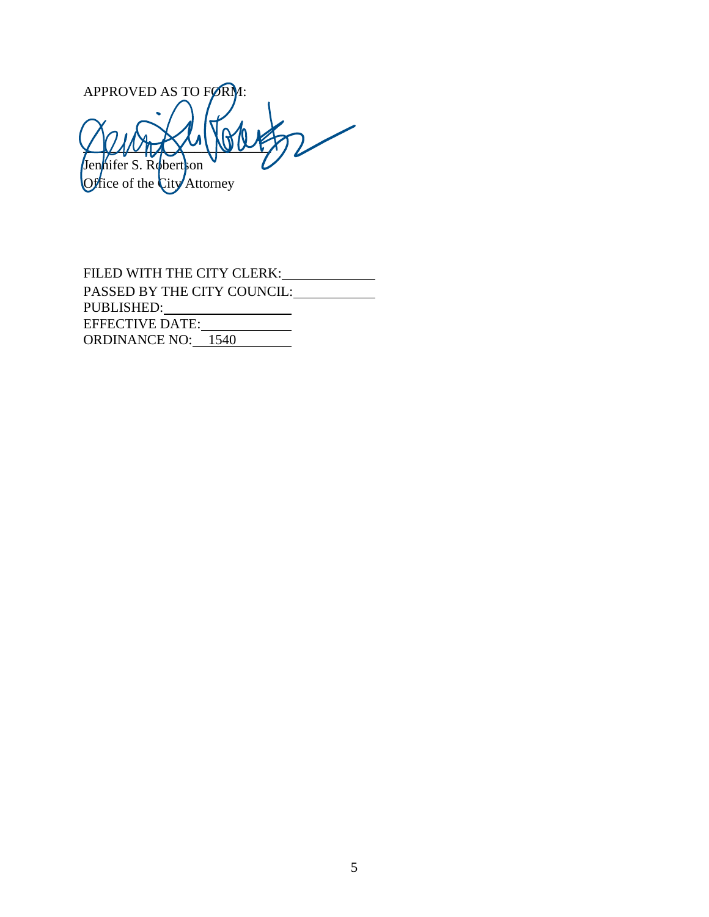APPROVED AS TO FORM:

\_\_\_\_\_\_\_\_\_\_\_\_\_\_\_\_\_\_\_\_\_\_\_\_\_\_\_\_\_\_\_\_\_\_

Jennifer S. Robertson
Office of the City Attorney

FILED WITH THE CITY CLERK: \_\_\_\_\_\_\_\_\_\_\_\_\_\_
PASSED BY THE CITY COUNCIL: \_\_\_\_\_\_\_\_\_\_\_\_\_
PUBLISHED: \_\_\_\_\_\_\_\_\_\_\_\_\_\_\_\_\_\_\_\_
EFFECTIVE DATE: \_\_\_\_\_\_\_\_\_\_\_\_\_\_
ORDINANCE NO: 1540